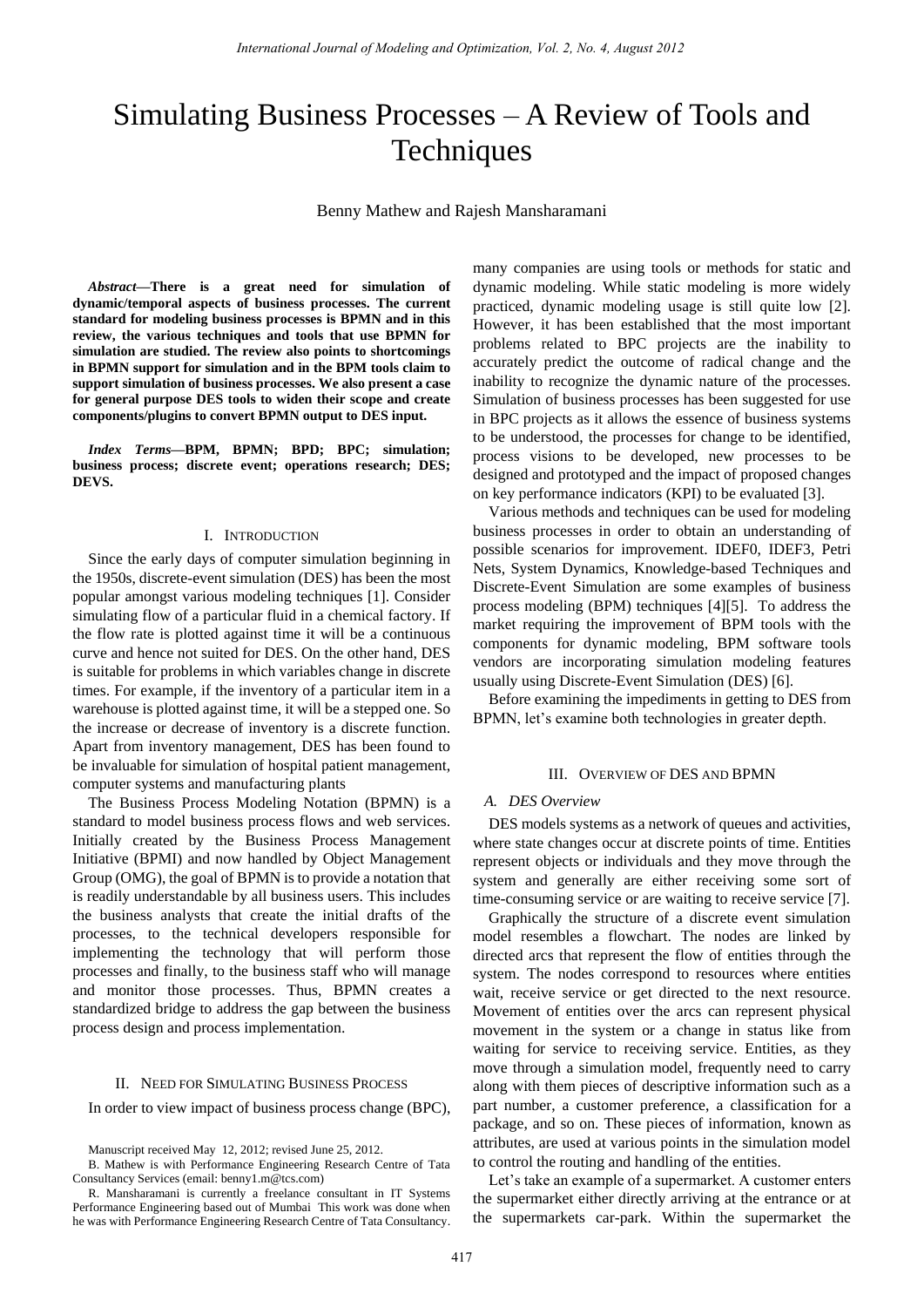# Simulating Business Processes – A Review of Tools and Techniques

Benny Mathew and Rajesh Mansharamani

***Abstract*—There is a great need for simulation of dynamic/temporal aspects of business processes. The current standard for modeling business processes is BPMN and in this review, the various techniques and tools that use BPMN for simulation are studied. The review also points to shortcomings in BPMN support for simulation and in the BPM tools claim to support simulation of business processes. We also present a case for general purpose DES tools to widen their scope and create components/plugins to convert BPMN output to DES input.**

***Index Terms*—BPM, BPMN; BPD; BPC; simulation; business process; discrete event; operations research; DES; DEVS.**

## I. Introduction

Since the early days of computer simulation beginning in the 1950s, discrete-event simulation (DES) has been the most popular amongst various modeling techniques [1]. Consider simulating flow of a particular fluid in a chemical factory. If the flow rate is plotted against time it will be a continuous curve and hence not suited for DES. On the other hand, DES is suitable for problems in which variables change in discrete times. For example, if the inventory of a particular item in a warehouse is plotted against time, it will be a stepped one. So the increase or decrease of inventory is a discrete function. Apart from inventory management, DES has been found to be invaluable for simulation of hospital patient management, computer systems and manufacturing plants

The Business Process Modeling Notation (BPMN) is a standard to model business process flows and web services. Initially created by the Business Process Management Initiative (BPMI) and now handled by Object Management Group (OMG), the goal of BPMN is to provide a notation that is readily understandable by all business users. This includes the business analysts that create the initial drafts of the processes, to the technical developers responsible for implementing the technology that will perform those processes and finally, to the business staff who will manage and monitor those processes. Thus, BPMN creates a standardized bridge to address the gap between the business process design and process implementation.

## II. Need for Simulating Business Process

In order to view impact of business process change (BPC), many companies are using tools or methods for static and dynamic modeling. While static modeling is more widely practiced, dynamic modeling usage is still quite low [2]. However, it has been established that the most important problems related to BPC projects are the inability to accurately predict the outcome of radical change and the inability to recognize the dynamic nature of the processes. Simulation of business processes has been suggested for use in BPC projects as it allows the essence of business systems to be understood, the processes for change to be identified, process visions to be developed, new processes to be designed and prototyped and the impact of proposed changes on key performance indicators (KPI) to be evaluated [3].

Various methods and techniques can be used for modeling business processes in order to obtain an understanding of possible scenarios for improvement. IDEF0, IDEF3, Petri Nets, System Dynamics, Knowledge-based Techniques and Discrete-Event Simulation are some examples of business process modeling (BPM) techniques [4][5]. To address the market requiring the improvement of BPM tools with the components for dynamic modeling, BPM software tools vendors are incorporating simulation modeling features usually using Discrete-Event Simulation (DES) [6].

Before examining the impediments in getting to DES from BPMN, let's examine both technologies in greater depth.

## III. Overview of DES and BPMN

### *A. DES Overview*

DES models systems as a network of queues and activities, where state changes occur at discrete points of time. Entities represent objects or individuals and they move through the system and generally are either receiving some sort of time-consuming service or are waiting to receive service [7].

Graphically the structure of a discrete event simulation model resembles a flowchart. The nodes are linked by directed arcs that represent the flow of entities through the system. The nodes correspond to resources where entities wait, receive service or get directed to the next resource. Movement of entities over the arcs can represent physical movement in the system or a change in status like from waiting for service to receiving service. Entities, as they move through a simulation model, frequently need to carry along with them pieces of descriptive information such as a part number, a customer preference, a classification for a package, and so on. These pieces of information, known as attributes, are used at various points in the simulation model to control the routing and handling of the entities.

Let's take an example of a supermarket. A customer enters the supermarket either directly arriving at the entrance or at the supermarkets car-park. Within the supermarket the

Manuscript received May 12, 2012; revised June 25, 2012.

B. Mathew is with Performance Engineering Research Centre of Tata Consultancy Services (email: benny1.m@tcs.com)

R. Mansharamani is currently a freelance consultant in IT Systems Performance Engineering based out of Mumbai This work was done when he was with Performance Engineering Research Centre of Tata Consultancy.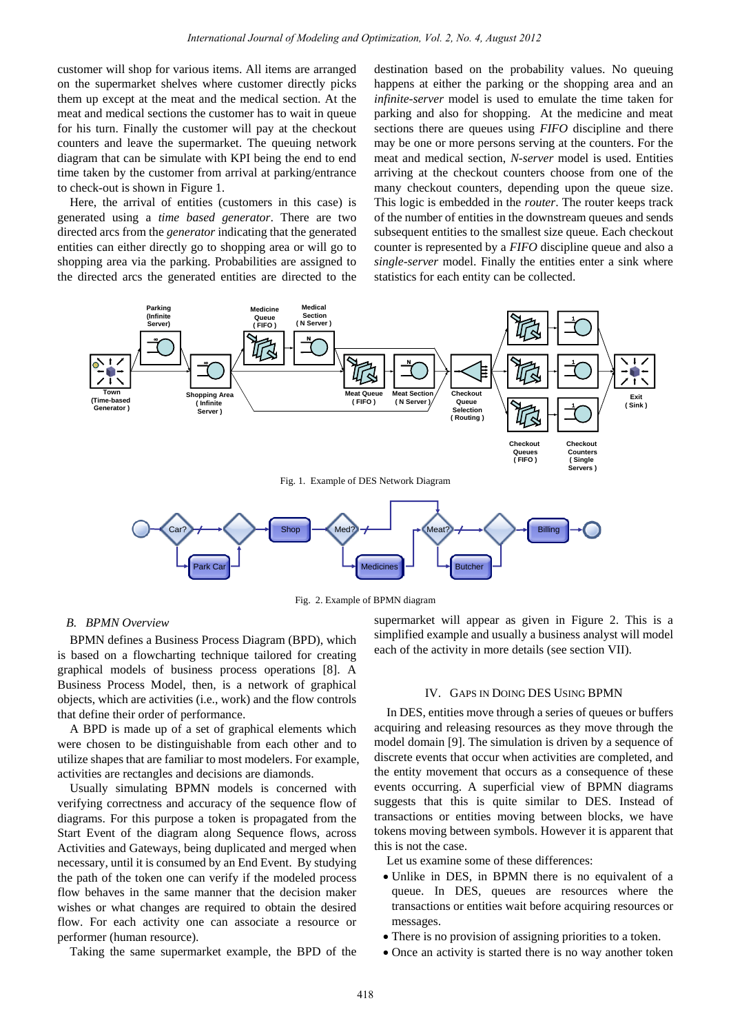customer will shop for various items. All items are arranged on the supermarket shelves where customer directly picks them up except at the meat and the medical section. At the meat and medical sections the customer has to wait in queue for his turn. Finally the customer will pay at the checkout counters and leave the supermarket. The queuing network diagram that can be simulate with KPI being the end to end time taken by the customer from arrival at parking/entrance to check-out is shown in Figure 1.

Here, the arrival of entities (customers in this case) is generated using a *time based generator*. There are two directed arcs from the *generator* indicating that the generated entities can either directly go to shopping area or will go to shopping area via the parking. Probabilities are assigned to the directed arcs the generated entities are directed to the destination based on the probability values. No queuing happens at either the parking or the shopping area and an *infinite-server* model is used to emulate the time taken for parking and also for shopping. At the medicine and meat sections there are queues using *FIFO* discipline and there may be one or more persons serving at the counters. For the meat and medical section, *N-server* model is used. Entities arriving at the checkout counters choose from one of the many checkout counters, depending upon the queue size. This logic is embedded in the *router*. The router keeps track of the number of entities in the downstream queues and sends subsequent entities to the smallest size queue. Each checkout counter is represented by a *FIFO* discipline queue and also a *single-server* model. Finally the entities enter a sink where statistics for each entity can be collected.

Fig. 1. Example of DES Network Diagram

Fig. 2. Example of BPMN diagram

### B. BPMN Overview

BPMN defines a Business Process Diagram (BPD), which is based on a flowcharting technique tailored for creating graphical models of business process operations [8]. A Business Process Model, then, is a network of graphical objects, which are activities (i.e., work) and the flow controls that define their order of performance.

A BPD is made up of a set of graphical elements which were chosen to be distinguishable from each other and to utilize shapes that are familiar to most modelers. For example, activities are rectangles and decisions are diamonds.

Usually simulating BPMN models is concerned with verifying correctness and accuracy of the sequence flow of diagrams. For this purpose a token is propagated from the Start Event of the diagram along Sequence flows, across Activities and Gateways, being duplicated and merged when necessary, until it is consumed by an End Event. By studying the path of the token one can verify if the modeled process flow behaves in the same manner that the decision maker wishes or what changes are required to obtain the desired flow. For each activity one can associate a resource or performer (human resource).

Taking the same supermarket example, the BPD of the supermarket will appear as given in Figure 2. This is a simplified example and usually a business analyst will model each of the activity in more details (see section VII).

## IV. Gaps in Doing DES Using BPMN

In DES, entities move through a series of queues or buffers acquiring and releasing resources as they move through the model domain [9]. The simulation is driven by a sequence of discrete events that occur when activities are completed, and the entity movement that occurs as a consequence of these events occurring. A superficial view of BPMN diagrams suggests that this is quite similar to DES. Instead of transactions or entities moving between blocks, we have tokens moving between symbols. However it is apparent that this is not the case.

Let us examine some of these differences:

- Unlike in DES, in BPMN there is no equivalent of a queue. In DES, queues are resources where the transactions or entities wait before acquiring resources or messages.
- There is no provision of assigning priorities to a token.
- Once an activity is started there is no way another token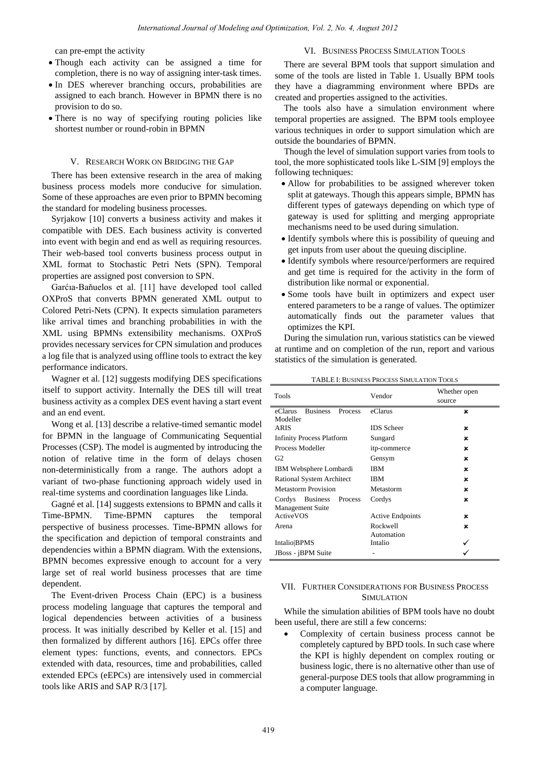can pre-empt the activity

- Though each activity can be assigned a time for completion, there is no way of assigning inter-task times.
- In DES wherever branching occurs, probabilities are assigned to each branch. However in BPMN there is no provision to do so.
- There is no way of specifying routing policies like shortest number or round-robin in BPMN

## V. Research Work on Bridging the Gap

There has been extensive research in the area of making business process models more conducive for simulation. Some of these approaches are even prior to BPMN becoming the standard for modeling business processes.

Syrjakow [10] converts a business activity and makes it compatible with DES. Each business activity is converted into event with begin and end as well as requiring resources. Their web-based tool converts business process output in XML format to Stochastic Petri Nets (SPN). Temporal properties are assigned post conversion to SPN.

Garćıa-Bañuelos et al. [11] have developed tool called OXProS that converts BPMN generated XML output to Colored Petri-Nets (CPN). It expects simulation parameters like arrival times and branching probabilities in with the XML using BPMNs extensibility mechanisms. OXProS provides necessary services for CPN simulation and produces a log file that is analyzed using offline tools to extract the key performance indicators.

Wagner et al. [12] suggests modifying DES specifications itself to support activity. Internally the DES till will treat business activity as a complex DES event having a start event and an end event.

Wong et al. [13] describe a relative-timed semantic model for BPMN in the language of Communicating Sequential Processes (CSP). The model is augmented by introducing the notion of relative time in the form of delays chosen non-deterministically from a range. The authors adopt a variant of two-phase functioning approach widely used in real-time systems and coordination languages like Linda.

Gagné et al. [14] suggests extensions to BPMN and calls it Time-BPMN. Time-BPMN captures the temporal perspective of business processes. Time-BPMN allows for the specification and depiction of temporal constraints and dependencies within a BPMN diagram. With the extensions, BPMN becomes expressive enough to account for a very large set of real world business processes that are time dependent.

The Event-driven Process Chain (EPC) is a business process modeling language that captures the temporal and logical dependencies between activities of a business process. It was initially described by Keller et al. [15] and then formalized by different authors [16]. EPCs offer three element types: functions, events, and connectors. EPCs extended with data, resources, time and probabilities, called extended EPCs (eEPCs) are intensively used in commercial tools like ARIS and SAP R/3 [17].

## VI. Business Process Simulation Tools

There are several BPM tools that support simulation and some of the tools are listed in Table 1. Usually BPM tools they have a diagramming environment where BPDs are created and properties assigned to the activities.

The tools also have a simulation environment where temporal properties are assigned. The BPM tools employee various techniques in order to support simulation which are outside the boundaries of BPMN.

Though the level of simulation support varies from tools to tool, the more sophisticated tools like L-SIM [9] employs the following techniques:

- Allow for probabilities to be assigned wherever token split at gateways. Though this appears simple, BPMN has different types of gateways depending on which type of gateway is used for splitting and merging appropriate mechanisms need to be used during simulation.
- Identify symbols where this is possibility of queuing and get inputs from user about the queuing discipline.
- Identify symbols where resource/performers are required and get time is required for the activity in the form of distribution like normal or exponential.
- Some tools have built in optimizers and expect user entered parameters to be a range of values. The optimizer automatically finds out the parameter values that optimizes the KPI.

During the simulation run, various statistics can be viewed at runtime and on completion of the run, report and various statistics of the simulation is generated.

TABLE I: Business Process Simulation Tools

| Tools | Vendor | Whether open source |
|---|---|---|
| eClarus Business Process Modeller | eClarus | ✗ |
| ARIS | IDS Scheer | ✗ |
| Infinity Process Platform | Sungard | ✗ |
| Process Modeller | itp-commerce | ✗ |
| G2 | Gensym | ✗ |
| IBM Websphere Lombardi | IBM | ✗ |
| Rational System Architect | IBM | ✗ |
| Metastorm Provision | Metastorm | ✗ |
| Cordys Business Process Management Suite | Cordys | ✗ |
| ActiveVOS | Active Endpoints | ✗ |
| Arena | Rockwell Automation | ✗ |
| Intalio\|BPMS | Intalio | ✓ |
| JBoss - jBPM Suite | - | ✓ |

## VII. Further Considerations for Business Process Simulation

While the simulation abilities of BPM tools have no doubt been useful, there are still a few concerns:

- Complexity of certain business process cannot be completely captured by BPD tools. In such case where the KPI is highly dependent on complex routing or business logic, there is no alternative other than use of general-purpose DES tools that allow programming in a computer language.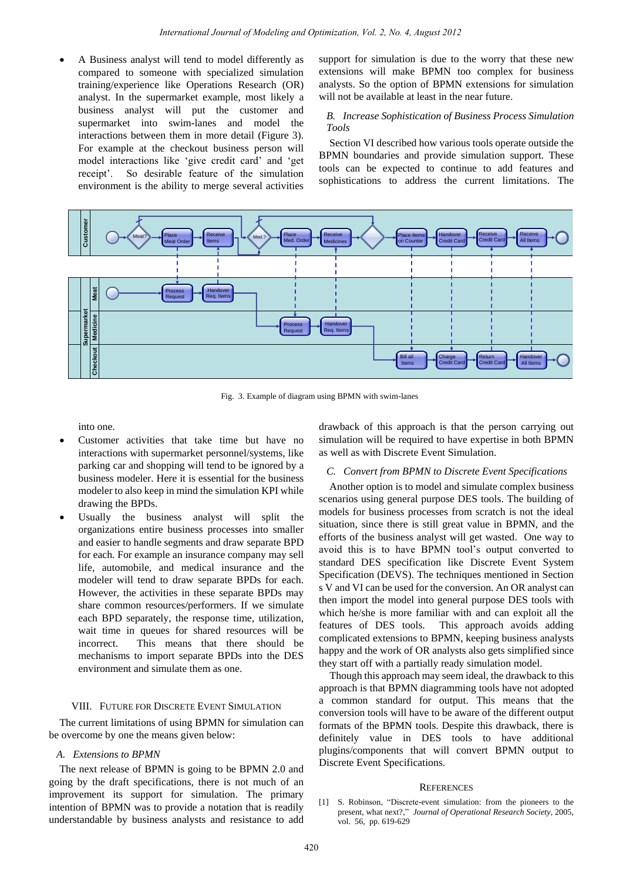- A Business analyst will tend to model differently as compared to someone with specialized simulation training/experience like Operations Research (OR) analyst. In the supermarket example, most likely a business analyst will put the customer and supermarket into swim-lanes and model the interactions between them in more detail (Figure 3). For example at the checkout business person will model interactions like 'give credit card' and 'get receipt'. So desirable feature of the simulation environment is the ability to merge several activities into one.

Fig. 3. Example of diagram using BPMN with swim-lanes

- Customer activities that take time but have no interactions with supermarket personnel/systems, like parking car and shopping will tend to be ignored by a business modeler. Here it is essential for the business modeler to also keep in mind the simulation KPI while drawing the BPDs.
- Usually the business analyst will split the organizations entire business processes into smaller and easier to handle segments and draw separate BPD for each. For example an insurance company may sell life, automobile, and medical insurance and the modeler will tend to draw separate BPDs for each. However, the activities in these separate BPDs may share common resources/performers. If we simulate each BPD separately, the response time, utilization, wait time in queues for shared resources will be incorrect. This means that there should be mechanisms to import separate BPDs into the DES environment and simulate them as one.

## VIII. Future for Discrete Event Simulation

The current limitations of using BPMN for simulation can be overcome by one the means given below:

### A. Extensions to BPMN

The next release of BPMN is going to be BPMN 2.0 and going by the draft specifications, there is not much of an improvement its support for simulation. The primary intention of BPMN was to provide a notation that is readily understandable by business analysts and resistance to add support for simulation is due to the worry that these new extensions will make BPMN too complex for business analysts. So the option of BPMN extensions for simulation will not be available at least in the near future.

### B. Increase Sophistication of Business Process Simulation Tools

Section VI described how various tools operate outside the BPMN boundaries and provide simulation support. These tools can be expected to continue to add features and sophistications to address the current limitations. The drawback of this approach is that the person carrying out simulation will be required to have expertise in both BPMN as well as with Discrete Event Simulation.

### C. Convert from BPMN to Discrete Event Specifications

Another option is to model and simulate complex business scenarios using general purpose DES tools. The building of models for business processes from scratch is not the ideal situation, since there is still great value in BPMN, and the efforts of the business analyst will get wasted. One way to avoid this is to have BPMN tool's output converted to standard DES specification like Discrete Event System Specification (DEVS). The techniques mentioned in Section s V and VI can be used for the conversion. An OR analyst can then import the model into general purpose DES tools with which he/she is more familiar with and can exploit all the features of DES tools. This approach avoids adding complicated extensions to BPMN, keeping business analysts happy and the work of OR analysts also gets simplified since they start off with a partially ready simulation model.

Though this approach may seem ideal, the drawback to this approach is that BPMN diagramming tools have not adopted a common standard for output. This means that the conversion tools will have to be aware of the different output formats of the BPMN tools. Despite this drawback, there is definitely value in DES tools to have additional plugins/components that will convert BPMN output to Discrete Event Specifications.

## References

[1] S. Robinson, "Discrete-event simulation: from the pioneers to the present, what next?," *Journal of Operational Research Society*, 2005, vol. 56, pp. 619-629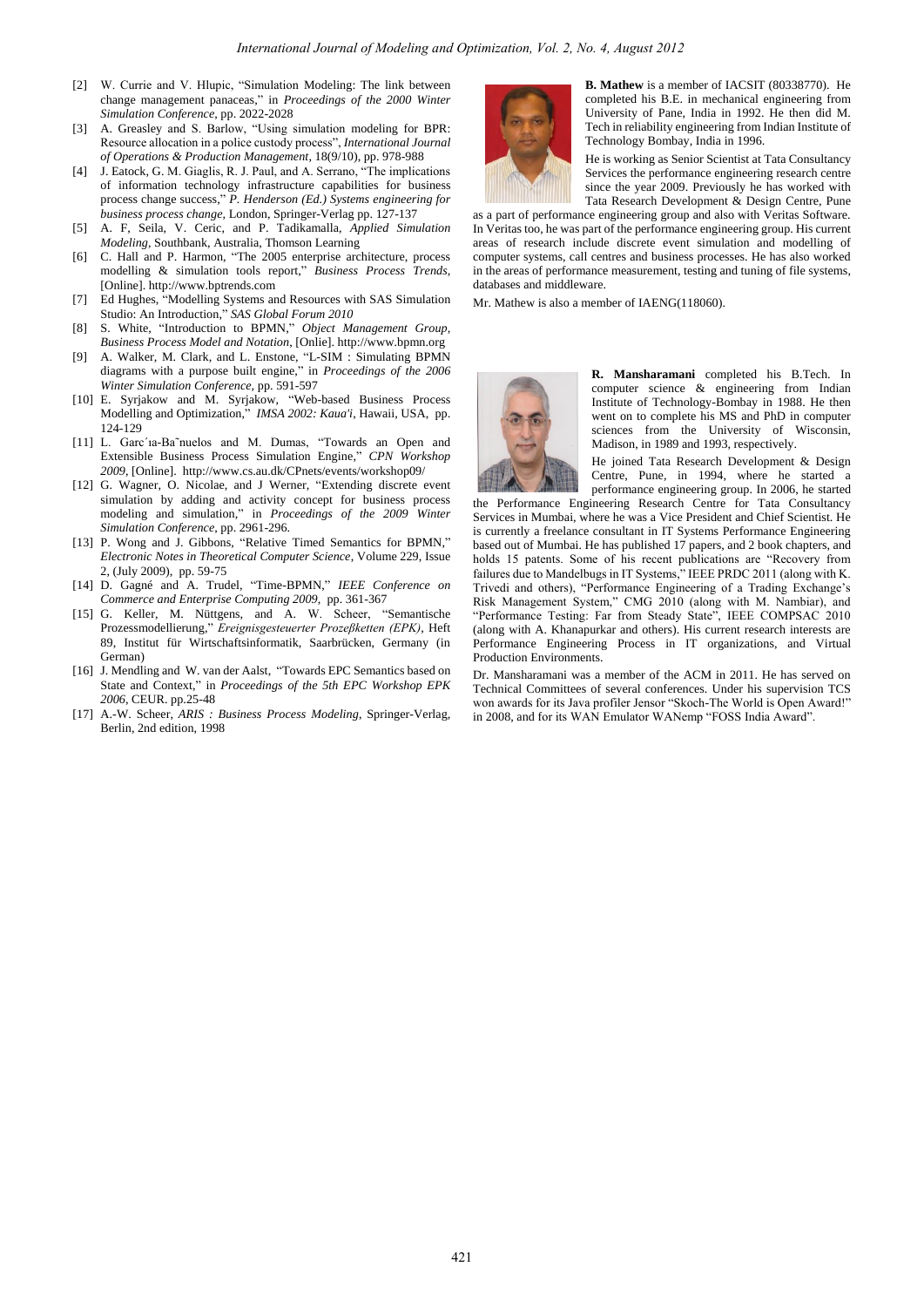[2] W. Currie and V. Hlupic, "Simulation Modeling: The link between change management panaceas," in *Proceedings of the 2000 Winter Simulation Conference*, pp. 2022-2028

[3] A. Greasley and S. Barlow, "Using simulation modeling for BPR: Resource allocation in a police custody process", *International Journal of Operations & Production Management*, 18(9/10), pp. 978-988

[4] J. Eatock, G. M. Giaglis, R. J. Paul, and A. Serrano, "The implications of information technology infrastructure capabilities for business process change success," *P. Henderson (Ed.) Systems engineering for business process change*, London, Springer-Verlag pp. 127-137

[5] A. F, Seila, V. Ceric, and P. Tadikamalla, *Applied Simulation Modeling*, Southbank, Australia, Thomson Learning

[6] C. Hall and P. Harmon, "The 2005 enterprise architecture, process modelling & simulation tools report," *Business Process Trends*, [Online]. http://www.bptrends.com

[7] Ed Hughes, "Modelling Systems and Resources with SAS Simulation Studio: An Introduction," *SAS Global Forum 2010*

[8] S. White, "Introduction to BPMN," *Object Management Group, Business Process Model and Notation*, [Onlie]. http://www.bpmn.org

[9] A. Walker, M. Clark, and L. Enstone, "L-SIM : Simulating BPMN diagrams with a purpose built engine," in *Proceedings of the 2006 Winter Simulation Conference*, pp. 591-597

[10] E. Syrjakow and M. Syrjakow, "Web-based Business Process Modelling and Optimization," *IMSA 2002: Kaua'i*, Hawaii, USA, pp. 124-129

[11] L. Garc´ıa-Ba˜nuelos and M. Dumas, "Towards an Open and Extensible Business Process Simulation Engine," *CPN Workshop 2009*, [Online]. http://www.cs.au.dk/CPnets/events/workshop09/

[12] G. Wagner, O. Nicolae, and J Werner, "Extending discrete event simulation by adding and activity concept for business process modeling and simulation," in *Proceedings of the 2009 Winter Simulation Conference*, pp. 2961-296.

[13] P. Wong and J. Gibbons, "Relative Timed Semantics for BPMN," *Electronic Notes in Theoretical Computer Science*, Volume 229, Issue 2, (July 2009), pp. 59-75

[14] D. Gagné and A. Trudel, "Time-BPMN," *IEEE Conference on Commerce and Enterprise Computing 2009*, pp. 361-367

[15] G. Keller, M. Nüttgens, and A. W. Scheer, "Semantische Prozessmodellierung," *Ereignisgesteuerter Prozeßketten (EPK)*, Heft 89, Institut für Wirtschaftsinformatik, Saarbrücken, Germany (in German)

[16] J. Mendling and W. van der Aalst, "Towards EPC Semantics based on State and Context," in *Proceedings of the 5th EPC Workshop EPK 2006*, CEUR. pp.25-48

[17] A.-W. Scheer, *ARIS : Business Process Modeling*, Springer-Verlag, Berlin, 2nd edition, 1998

**B. Mathew** is a member of IACSIT (80338770). He completed his B.E. in mechanical engineering from University of Pane, India in 1992. He then did M. Tech in reliability engineering from Indian Institute of Technology Bombay, India in 1996.

He is working as Senior Scientist at Tata Consultancy Services the performance engineering research centre since the year 2009. Previously he has worked with Tata Research Development & Design Centre, Pune as a part of performance engineering group and also with Veritas Software. In Veritas too, he was part of the performance engineering group. His current areas of research include discrete event simulation and modelling of computer systems, call centres and business processes. He has also worked in the areas of performance measurement, testing and tuning of file systems, databases and middleware.

Mr. Mathew is also a member of IAENG(118060).

**R. Mansharamani** completed his B.Tech. In computer science & engineering from Indian Institute of Technology-Bombay in 1988. He then went on to complete his MS and PhD in computer sciences from the University of Wisconsin, Madison, in 1989 and 1993, respectively.

He joined Tata Research Development & Design Centre, Pune, in 1994, where he started a performance engineering group. In 2006, he started the Performance Engineering Research Centre for Tata Consultancy Services in Mumbai, where he was a Vice President and Chief Scientist. He is currently a freelance consultant in IT Systems Performance Engineering based out of Mumbai. He has published 17 papers, and 2 book chapters, and holds 15 patents. Some of his recent publications are "Recovery from failures due to Mandelbugs in IT Systems," IEEE PRDC 2011 (along with K. Trivedi and others), "Performance Engineering of a Trading Exchange's Risk Management System," CMG 2010 (along with M. Nambiar), and "Performance Testing: Far from Steady State", IEEE COMPSAC 2010 (along with A. Khanapurkar and others). His current research interests are Performance Engineering Process in IT organizations, and Virtual Production Environments.

Dr. Mansharamani was a member of the ACM in 2011. He has served on Technical Committees of several conferences. Under his supervision TCS won awards for its Java profiler Jensor "Skoch-The World is Open Award!" in 2008, and for its WAN Emulator WANemp "FOSS India Award".